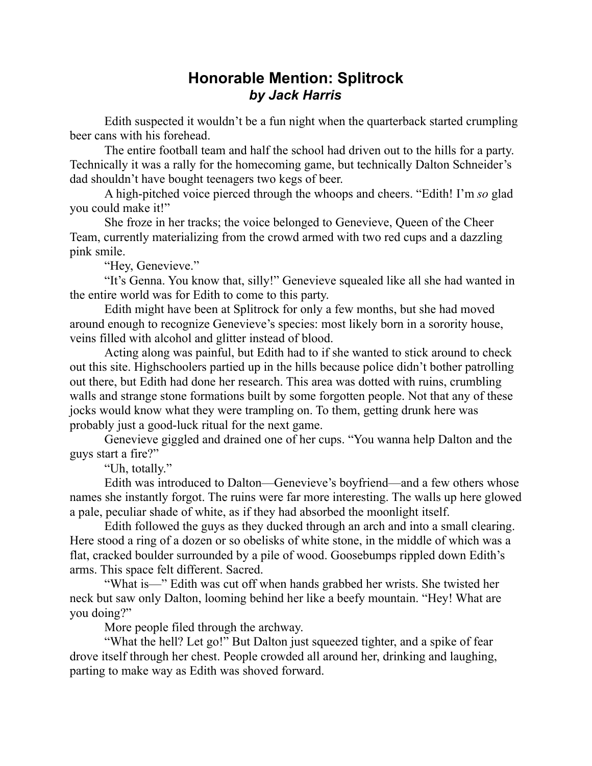# Honorable Mention: Splitrock
***by Jack Harris***

Edith suspected it wouldn't be a fun night when the quarterback started crumpling beer cans with his forehead.

The entire football team and half the school had driven out to the hills for a party. Technically it was a rally for the homecoming game, but technically Dalton Schneider's dad shouldn't have bought teenagers two kegs of beer.

A high-pitched voice pierced through the whoops and cheers. "Edith! I'm *so* glad you could make it!"

She froze in her tracks; the voice belonged to Genevieve, Queen of the Cheer Team, currently materializing from the crowd armed with two red cups and a dazzling pink smile.

"Hey, Genevieve."

"It's Genna. You know that, silly!" Genevieve squealed like all she had wanted in the entire world was for Edith to come to this party.

Edith might have been at Splitrock for only a few months, but she had moved around enough to recognize Genevieve's species: most likely born in a sorority house, veins filled with alcohol and glitter instead of blood.

Acting along was painful, but Edith had to if she wanted to stick around to check out this site. Highschoolers partied up in the hills because police didn't bother patrolling out there, but Edith had done her research. This area was dotted with ruins, crumbling walls and strange stone formations built by some forgotten people. Not that any of these jocks would know what they were trampling on. To them, getting drunk here was probably just a good-luck ritual for the next game.

Genevieve giggled and drained one of her cups. "You wanna help Dalton and the guys start a fire?"

"Uh, totally."

Edith was introduced to Dalton—Genevieve's boyfriend—and a few others whose names she instantly forgot. The ruins were far more interesting. The walls up here glowed a pale, peculiar shade of white, as if they had absorbed the moonlight itself.

Edith followed the guys as they ducked through an arch and into a small clearing. Here stood a ring of a dozen or so obelisks of white stone, in the middle of which was a flat, cracked boulder surrounded by a pile of wood. Goosebumps rippled down Edith's arms. This space felt different. Sacred.

"What is—" Edith was cut off when hands grabbed her wrists. She twisted her neck but saw only Dalton, looming behind her like a beefy mountain. "Hey! What are you doing?"

More people filed through the archway.

"What the hell? Let go!" But Dalton just squeezed tighter, and a spike of fear drove itself through her chest. People crowded all around her, drinking and laughing, parting to make way as Edith was shoved forward.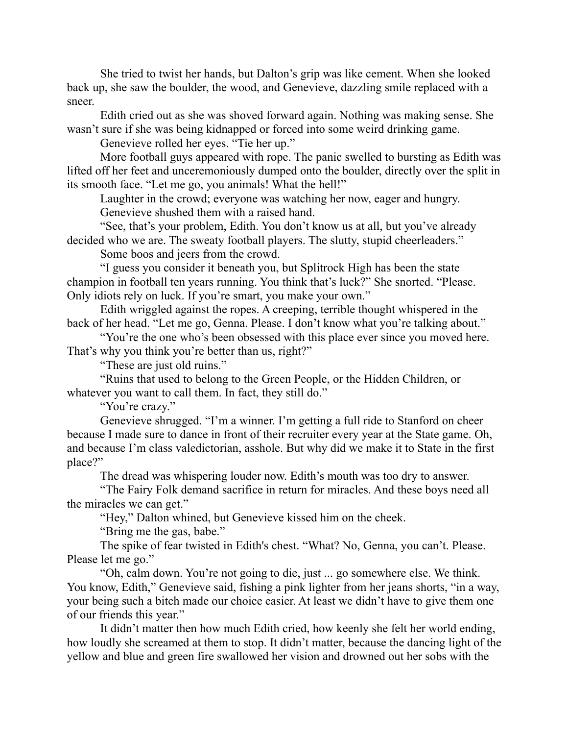She tried to twist her hands, but Dalton's grip was like cement. When she looked back up, she saw the boulder, the wood, and Genevieve, dazzling smile replaced with a sneer.

Edith cried out as she was shoved forward again. Nothing was making sense. She wasn't sure if she was being kidnapped or forced into some weird drinking game.

Genevieve rolled her eyes. "Tie her up."

More football guys appeared with rope. The panic swelled to bursting as Edith was lifted off her feet and unceremoniously dumped onto the boulder, directly over the split in its smooth face. "Let me go, you animals! What the hell!"

Laughter in the crowd; everyone was watching her now, eager and hungry.

Genevieve shushed them with a raised hand.

"See, that's your problem, Edith. You don't know us at all, but you've already decided who we are. The sweaty football players. The slutty, stupid cheerleaders."

Some boos and jeers from the crowd.

"I guess you consider it beneath you, but Splitrock High has been the state champion in football ten years running. You think that's luck?" She snorted. "Please. Only idiots rely on luck. If you're smart, you make your own."

Edith wriggled against the ropes. A creeping, terrible thought whispered in the back of her head. "Let me go, Genna. Please. I don't know what you're talking about."

"You're the one who's been obsessed with this place ever since you moved here. That's why you think you're better than us, right?"

"These are just old ruins."

"Ruins that used to belong to the Green People, or the Hidden Children, or whatever you want to call them. In fact, they still do."

"You're crazy."

Genevieve shrugged. "I'm a winner. I'm getting a full ride to Stanford on cheer because I made sure to dance in front of their recruiter every year at the State game. Oh, and because I'm class valedictorian, asshole. But why did we make it to State in the first place?"

The dread was whispering louder now. Edith's mouth was too dry to answer.

"The Fairy Folk demand sacrifice in return for miracles. And these boys need all the miracles we can get."

"Hey," Dalton whined, but Genevieve kissed him on the cheek.

"Bring me the gas, babe."

The spike of fear twisted in Edith's chest. "What? No, Genna, you can't. Please. Please let me go."

"Oh, calm down. You're not going to die, just ... go somewhere else. We think. You know, Edith," Genevieve said, fishing a pink lighter from her jeans shorts, "in a way, your being such a bitch made our choice easier. At least we didn't have to give them one of our friends this year."

It didn't matter then how much Edith cried, how keenly she felt her world ending, how loudly she screamed at them to stop. It didn't matter, because the dancing light of the yellow and blue and green fire swallowed her vision and drowned out her sobs with the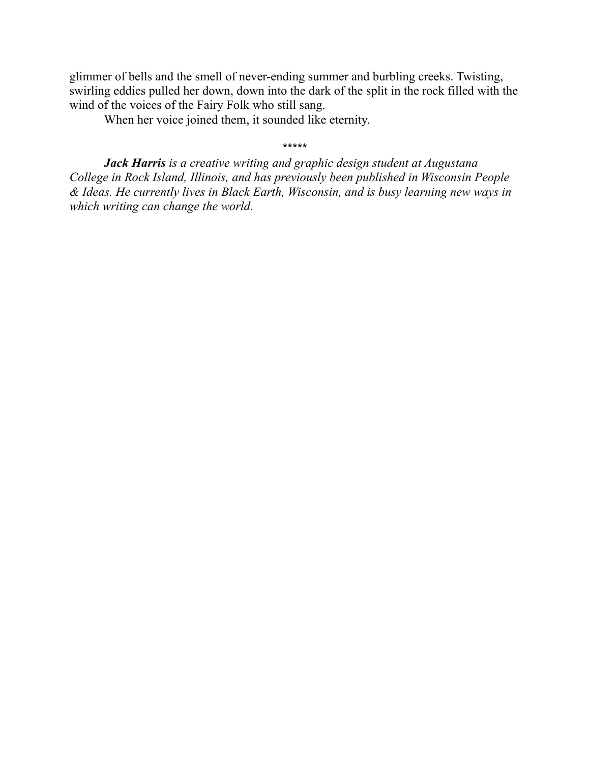glimmer of bells and the smell of never-ending summer and burbling creeks. Twisting, swirling eddies pulled her down, down into the dark of the split in the rock filled with the wind of the voices of the Fairy Folk who still sang.

When her voice joined them, it sounded like eternity.

*****

***Jack Harris*** *is a creative writing and graphic design student at Augustana College in Rock Island, Illinois, and has previously been published in Wisconsin People & Ideas. He currently lives in Black Earth, Wisconsin, and is busy learning new ways in which writing can change the world.*